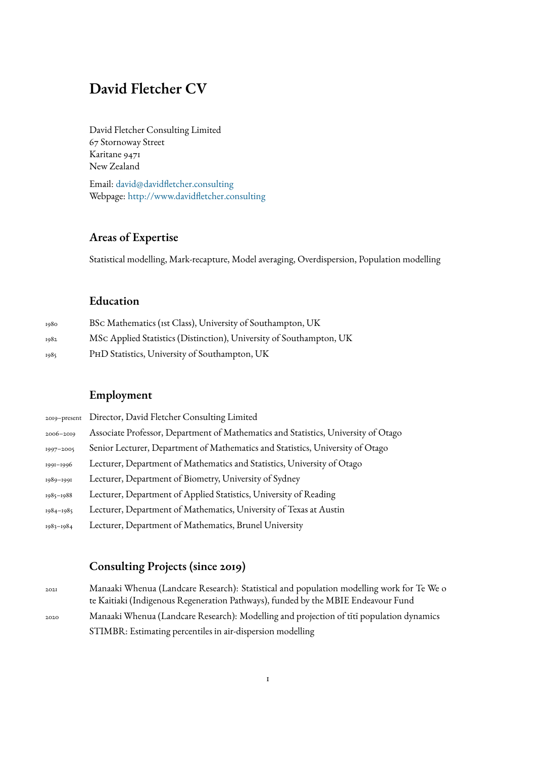# David Fletcher CV

David Fletcher Consulting Limited
67 Stornoway Street
Karitane 9471
New Zealand

Email: david@davidfletcher.consulting
Webpage: http://www.davidfletcher.consulting

## Areas of Expertise

Statistical modelling, Mark-recapture, Model averaging, Overdispersion, Population modelling

## Education

| | |
|---|---|
| 1980 | BSc Mathematics (1st Class), University of Southampton, UK |
| 1982 | MSc Applied Statistics (Distinction), University of Southampton, UK |
| 1985 | PhD Statistics, University of Southampton, UK |

## Employment

| | |
|---|---|
| 2019–present | Director, David Fletcher Consulting Limited |
| 2006–2019 | Associate Professor, Department of Mathematics and Statistics, University of Otago |
| 1997–2005 | Senior Lecturer, Department of Mathematics and Statistics, University of Otago |
| 1991–1996 | Lecturer, Department of Mathematics and Statistics, University of Otago |
| 1989–1991 | Lecturer, Department of Biometry, University of Sydney |
| 1985–1988 | Lecturer, Department of Applied Statistics, University of Reading |
| 1984–1985 | Lecturer, Department of Mathematics, University of Texas at Austin |
| 1983–1984 | Lecturer, Department of Mathematics, Brunel University |

## Consulting Projects (since 2019)

| | |
|---|---|
| 2021 | Manaaki Whenua (Landcare Research): Statistical and population modelling work for Te We o te Kaitiaki (Indigenous Regeneration Pathways), funded by the MBIE Endeavour Fund |
| 2020 | Manaaki Whenua (Landcare Research): Modelling and projection of tītī population dynamics |
| | STIMBR: Estimating percentiles in air-dispersion modelling |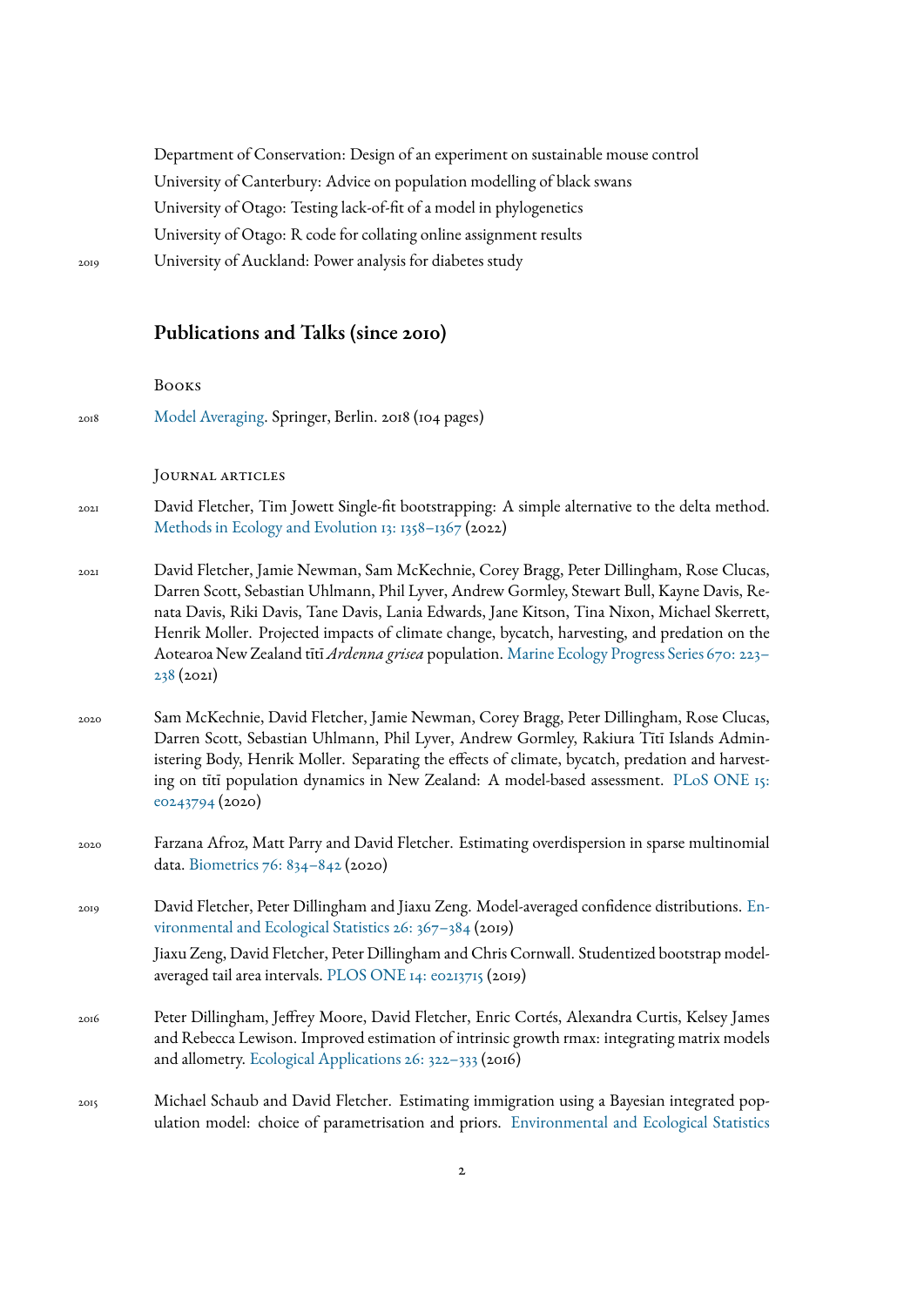Department of Conservation: Design of an experiment on sustainable mouse control

University of Canterbury: Advice on population modelling of black swans

University of Otago: Testing lack-of-fit of a model in phylogenetics

University of Otago: R code for collating online assignment results

2019 University of Auckland: Power analysis for diabetes study

## Publications and Talks (since 2010)

### Books

2018 Model Averaging. Springer, Berlin. 2018 (104 pages)

### Journal articles

2021 David Fletcher, Tim Jowett Single-fit bootstrapping: A simple alternative to the delta method. Methods in Ecology and Evolution 13: 1358–1367 (2022)

2021 David Fletcher, Jamie Newman, Sam McKechnie, Corey Bragg, Peter Dillingham, Rose Clucas, Darren Scott, Sebastian Uhlmann, Phil Lyver, Andrew Gormley, Stewart Bull, Kayne Davis, Renata Davis, Riki Davis, Tane Davis, Lania Edwards, Jane Kitson, Tina Nixon, Michael Skerrett, Henrik Moller. Projected impacts of climate change, bycatch, harvesting, and predation on the Aotearoa New Zealand tītī *Ardenna grisea* population. Marine Ecology Progress Series 670: 223–238 (2021)

2020 Sam McKechnie, David Fletcher, Jamie Newman, Corey Bragg, Peter Dillingham, Rose Clucas, Darren Scott, Sebastian Uhlmann, Phil Lyver, Andrew Gormley, Rakiura Tītī Islands Administering Body, Henrik Moller. Separating the effects of climate, bycatch, predation and harvesting on tītī population dynamics in New Zealand: A model-based assessment. PLoS ONE 15: e0243794 (2020)

2020 Farzana Afroz, Matt Parry and David Fletcher. Estimating overdispersion in sparse multinomial data. Biometrics 76: 834–842 (2020)

2019 David Fletcher, Peter Dillingham and Jiaxu Zeng. Model-averaged confidence distributions. Environmental and Ecological Statistics 26: 367–384 (2019)

Jiaxu Zeng, David Fletcher, Peter Dillingham and Chris Cornwall. Studentized bootstrap model-averaged tail area intervals. PLOS ONE 14: e0213715 (2019)

2016 Peter Dillingham, Jeffrey Moore, David Fletcher, Enric Cortés, Alexandra Curtis, Kelsey James and Rebecca Lewison. Improved estimation of intrinsic growth rmax: integrating matrix models and allometry. Ecological Applications 26: 322–333 (2016)

2015 Michael Schaub and David Fletcher. Estimating immigration using a Bayesian integrated population model: choice of parametrisation and priors. Environmental and Ecological Statistics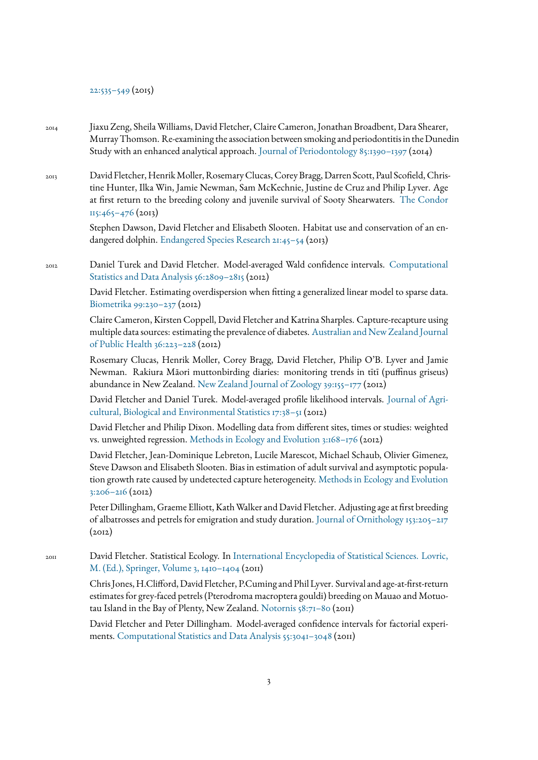22:535–549 (2015)

2014 Jiaxu Zeng, Sheila Williams, David Fletcher, Claire Cameron, Jonathan Broadbent, Dara Shearer, Murray Thomson. Re-examining the association between smoking and periodontitis in the Dunedin Study with an enhanced analytical approach. Journal of Periodontology 85:1390–1397 (2014)

2013 David Fletcher, Henrik Moller, Rosemary Clucas, Corey Bragg, Darren Scott, Paul Scofield, Christine Hunter, Ilka Win, Jamie Newman, Sam McKechnie, Justine de Cruz and Philip Lyver. Age at first return to the breeding colony and juvenile survival of Sooty Shearwaters. The Condor 115:465–476 (2013)

Stephen Dawson, David Fletcher and Elisabeth Slooten. Habitat use and conservation of an endangered dolphin. Endangered Species Research 21:45–54 (2013)

2012 Daniel Turek and David Fletcher. Model-averaged Wald confidence intervals. Computational Statistics and Data Analysis 56:2809–2815 (2012)

David Fletcher. Estimating overdispersion when fitting a generalized linear model to sparse data. Biometrika 99:230–237 (2012)

Claire Cameron, Kirsten Coppell, David Fletcher and Katrina Sharples. Capture-recapture using multiple data sources: estimating the prevalence of diabetes. Australian and New Zealand Journal of Public Health 36:223–228 (2012)

Rosemary Clucas, Henrik Moller, Corey Bragg, David Fletcher, Philip O'B. Lyver and Jamie Newman. Rakiura Māori muttonbirding diaries: monitoring trends in tītī (puffinus griseus) abundance in New Zealand. New Zealand Journal of Zoology 39:155–177 (2012)

David Fletcher and Daniel Turek. Model-averaged profile likelihood intervals. Journal of Agricultural, Biological and Environmental Statistics 17:38–51 (2012)

David Fletcher and Philip Dixon. Modelling data from different sites, times or studies: weighted vs. unweighted regression. Methods in Ecology and Evolution 3:168–176 (2012)

David Fletcher, Jean-Dominique Lebreton, Lucile Marescot, Michael Schaub, Olivier Gimenez, Steve Dawson and Elisabeth Slooten. Bias in estimation of adult survival and asymptotic population growth rate caused by undetected capture heterogeneity. Methods in Ecology and Evolution 3:206–216 (2012)

Peter Dillingham, Graeme Elliott, Kath Walker and David Fletcher. Adjusting age at first breeding of albatrosses and petrels for emigration and study duration. Journal of Ornithology 153:205–217 (2012)

2011 David Fletcher. Statistical Ecology. In International Encyclopedia of Statistical Sciences. Lovric, M. (Ed.), Springer, Volume 3, 1410–1404 (2011)

Chris Jones, H.Clifford, David Fletcher, P.Cuming and Phil Lyver. Survival and age-at-first-return estimates for grey-faced petrels (Pterodroma macroptera gouldi) breeding on Mauao and Motuotau Island in the Bay of Plenty, New Zealand. Notornis 58:71–80 (2011)

David Fletcher and Peter Dillingham. Model-averaged confidence intervals for factorial experiments. Computational Statistics and Data Analysis 55:3041–3048 (2011)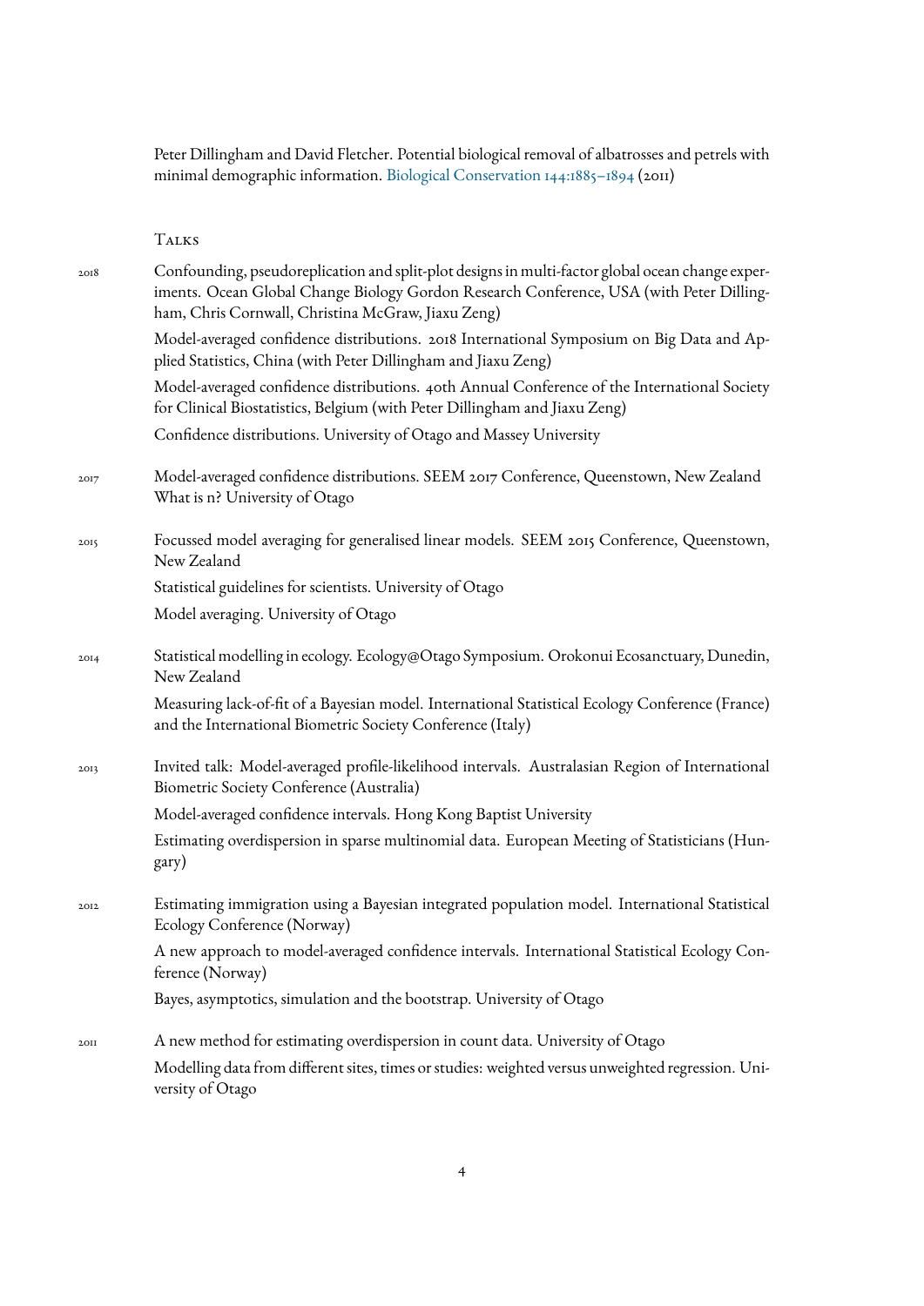Peter Dillingham and David Fletcher. Potential biological removal of albatrosses and petrels with minimal demographic information. Biological Conservation 144:1885–1894 (2011)

## Talks

**2018**

Confounding, pseudoreplication and split-plot designs in multi-factor global ocean change experiments. Ocean Global Change Biology Gordon Research Conference, USA (with Peter Dillingham, Chris Cornwall, Christina McGraw, Jiaxu Zeng)

Model-averaged confidence distributions. 2018 International Symposium on Big Data and Applied Statistics, China (with Peter Dillingham and Jiaxu Zeng)

Model-averaged confidence distributions. 40th Annual Conference of the International Society for Clinical Biostatistics, Belgium (with Peter Dillingham and Jiaxu Zeng)

Confidence distributions. University of Otago and Massey University

**2017**

Model-averaged confidence distributions. SEEM 2017 Conference, Queenstown, New Zealand
What is n? University of Otago

**2015**

Focussed model averaging for generalised linear models. SEEM 2015 Conference, Queenstown, New Zealand

Statistical guidelines for scientists. University of Otago

Model averaging. University of Otago

**2014**

Statistical modelling in ecology. Ecology@Otago Symposium. Orokonui Ecosanctuary, Dunedin, New Zealand

Measuring lack-of-fit of a Bayesian model. International Statistical Ecology Conference (France) and the International Biometric Society Conference (Italy)

**2013**

Invited talk: Model-averaged profile-likelihood intervals. Australasian Region of International Biometric Society Conference (Australia)

Model-averaged confidence intervals. Hong Kong Baptist University

Estimating overdispersion in sparse multinomial data. European Meeting of Statisticians (Hungary)

**2012**

Estimating immigration using a Bayesian integrated population model. International Statistical Ecology Conference (Norway)

A new approach to model-averaged confidence intervals. International Statistical Ecology Conference (Norway)

Bayes, asymptotics, simulation and the bootstrap. University of Otago

**2011**

A new method for estimating overdispersion in count data. University of Otago

Modelling data from different sites, times or studies: weighted versus unweighted regression. University of Otago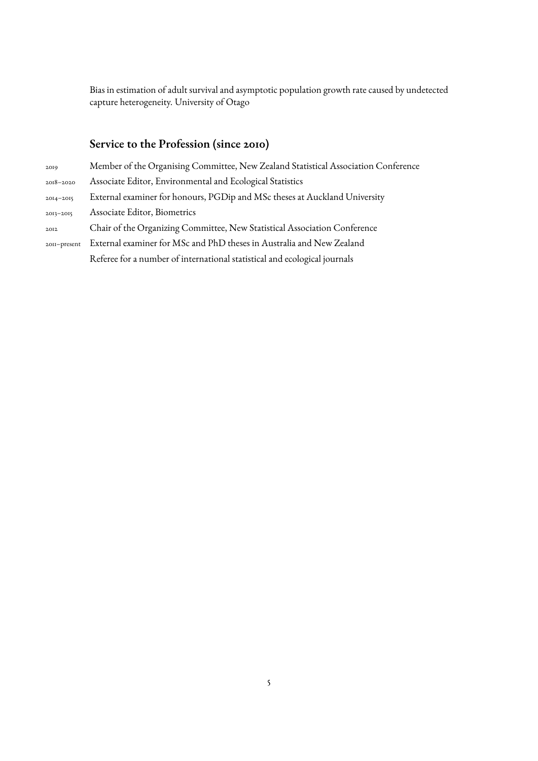Bias in estimation of adult survival and asymptotic population growth rate caused by undetected capture heterogeneity. University of Otago

## Service to the Profession (since 2010)

| | |
|---|---|
| 2019 | Member of the Organising Committee, New Zealand Statistical Association Conference |
| 2018–2020 | Associate Editor, Environmental and Ecological Statistics |
| 2014–2015 | External examiner for honours, PGDip and MSc theses at Auckland University |
| 2013–2015 | Associate Editor, Biometrics |
| 2012 | Chair of the Organizing Committee, New Statistical Association Conference |
| 2011–present | External examiner for MSc and PhD theses in Australia and New Zealand |
| | Referee for a number of international statistical and ecological journals |